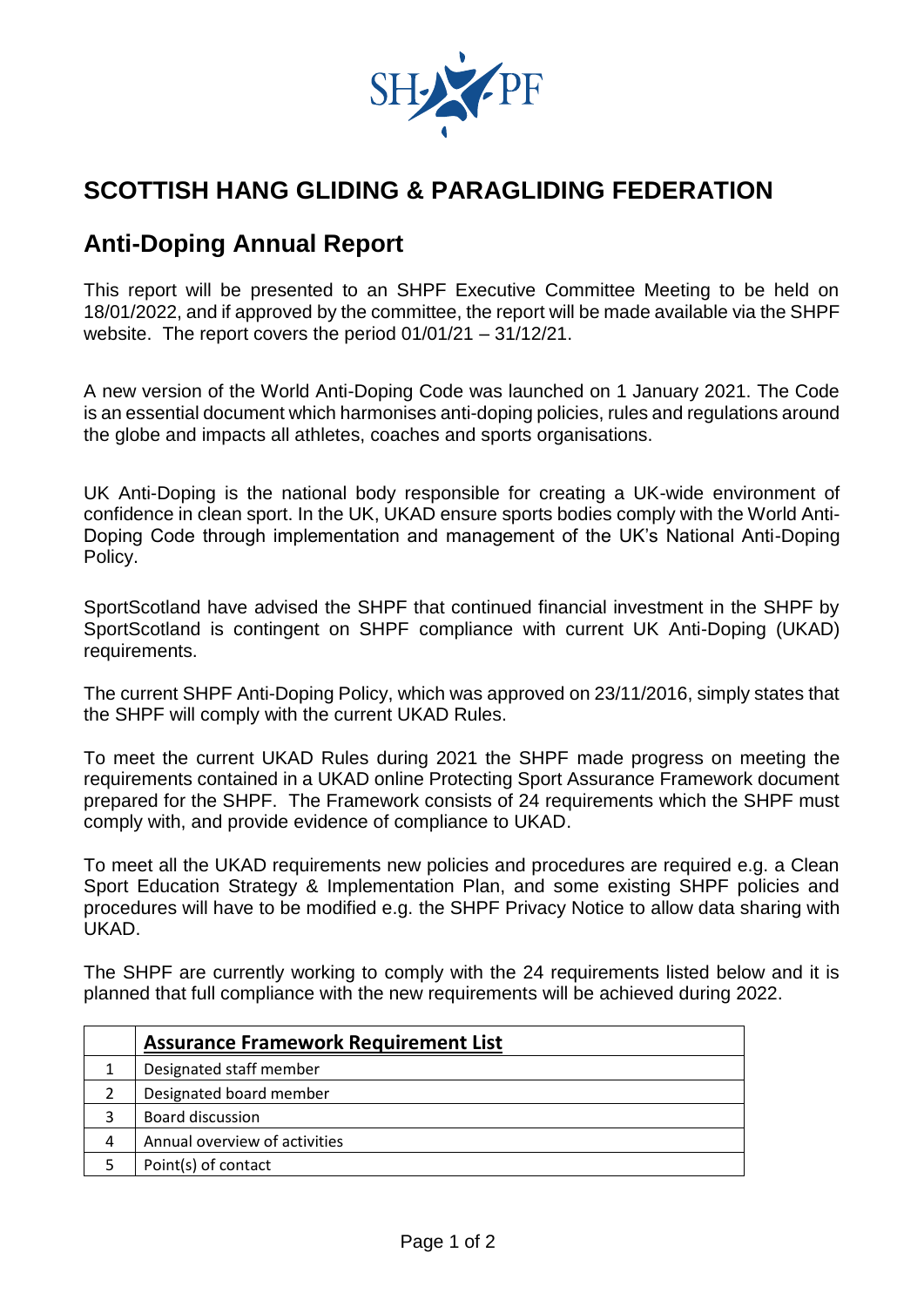# SCOTTISH HANG GLIDING & PARAGLIDING FEDERATION

## Anti-Doping Annual Report

This report will be presented to an SHPF Executive Committee Meeting to be held on 18/01/2022, and if approved by the committee, the report will be made available via the SHPF website. The report covers the period 01/01/21 – 31/12/21.

A new version of the World Anti-Doping Code was launched on 1 January 2021. The Code is an essential document which harmonises anti-doping policies, rules and regulations around the globe and impacts all athletes, coaches and sports organisations.

UK Anti-Doping is the national body responsible for creating a UK-wide environment of confidence in clean sport. In the UK, UKAD ensure sports bodies comply with the World Anti-Doping Code through implementation and management of the UK's National Anti-Doping Policy.

SportScotland have advised the SHPF that continued financial investment in the SHPF by SportScotland is contingent on SHPF compliance with current UK Anti-Doping (UKAD) requirements.

The current SHPF Anti-Doping Policy, which was approved on 23/11/2016, simply states that the SHPF will comply with the current UKAD Rules.

To meet the current UKAD Rules during 2021 the SHPF made progress on meeting the requirements contained in a UKAD online Protecting Sport Assurance Framework document prepared for the SHPF. The Framework consists of 24 requirements which the SHPF must comply with, and provide evidence of compliance to UKAD.

To meet all the UKAD requirements new policies and procedures are required e.g. a Clean Sport Education Strategy & Implementation Plan, and some existing SHPF policies and procedures will have to be modified e.g. the SHPF Privacy Notice to allow data sharing with UKAD.

The SHPF are currently working to comply with the 24 requirements listed below and it is planned that full compliance with the new requirements will be achieved during 2022.

| | **Assurance Framework Requirement List** |
|---|---|
| 1 | Designated staff member |
| 2 | Designated board member |
| 3 | Board discussion |
| 4 | Annual overview of activities |
| 5 | Point(s) of contact |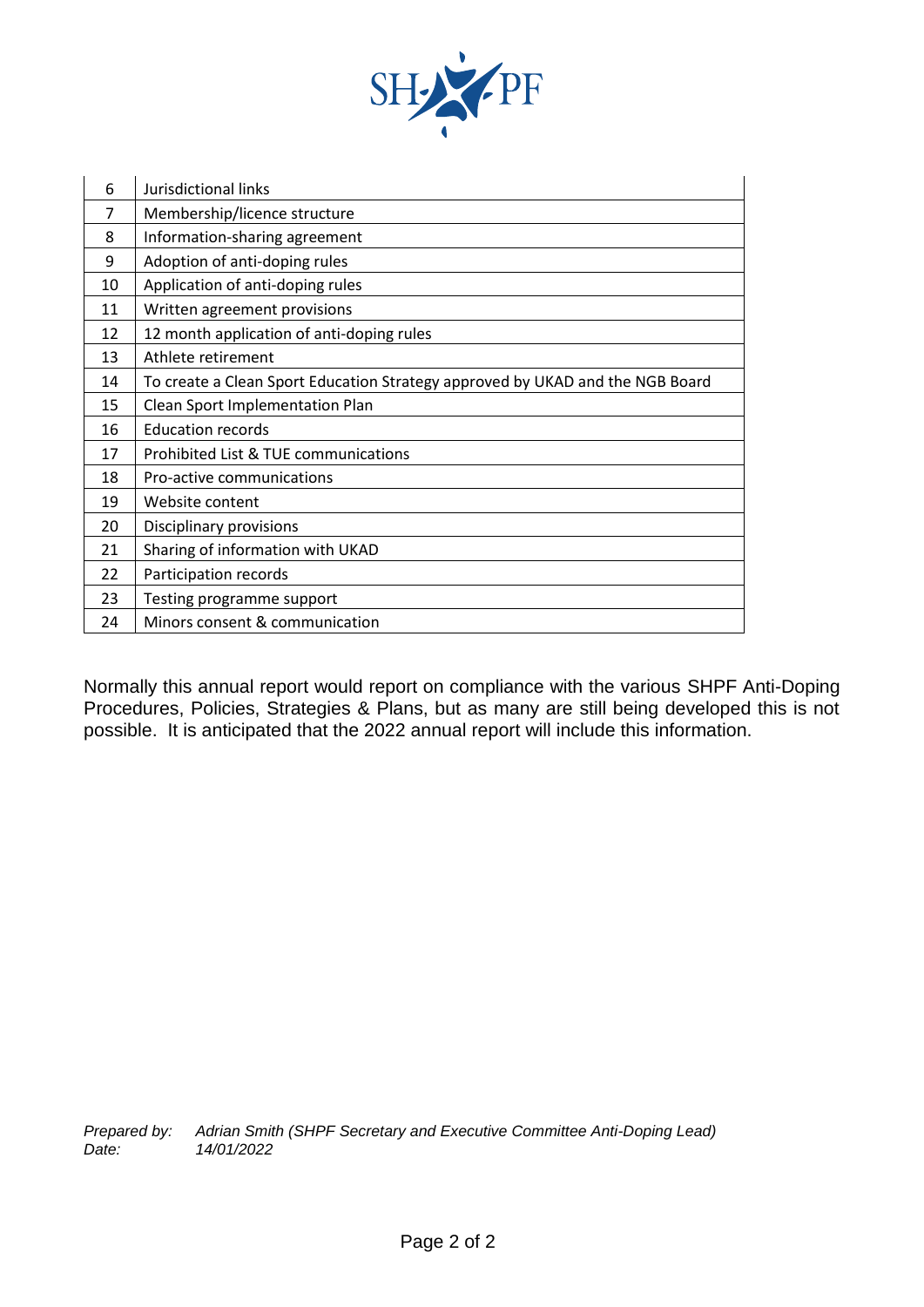| | |
|---|---|
| 6 | Jurisdictional links |
| 7 | Membership/licence structure |
| 8 | Information-sharing agreement |
| 9 | Adoption of anti-doping rules |
| 10 | Application of anti-doping rules |
| 11 | Written agreement provisions |
| 12 | 12 month application of anti-doping rules |
| 13 | Athlete retirement |
| 14 | To create a Clean Sport Education Strategy approved by UKAD and the NGB Board |
| 15 | Clean Sport Implementation Plan |
| 16 | Education records |
| 17 | Prohibited List & TUE communications |
| 18 | Pro-active communications |
| 19 | Website content |
| 20 | Disciplinary provisions |
| 21 | Sharing of information with UKAD |
| 22 | Participation records |
| 23 | Testing programme support |
| 24 | Minors consent & communication |

Normally this annual report would report on compliance with the various SHPF Anti-Doping Procedures, Policies, Strategies & Plans, but as many are still being developed this is not possible. It is anticipated that the 2022 annual report will include this information.

*Prepared by: Adrian Smith (SHPF Secretary and Executive Committee Anti-Doping Lead)*
*Date: 14/01/2022*